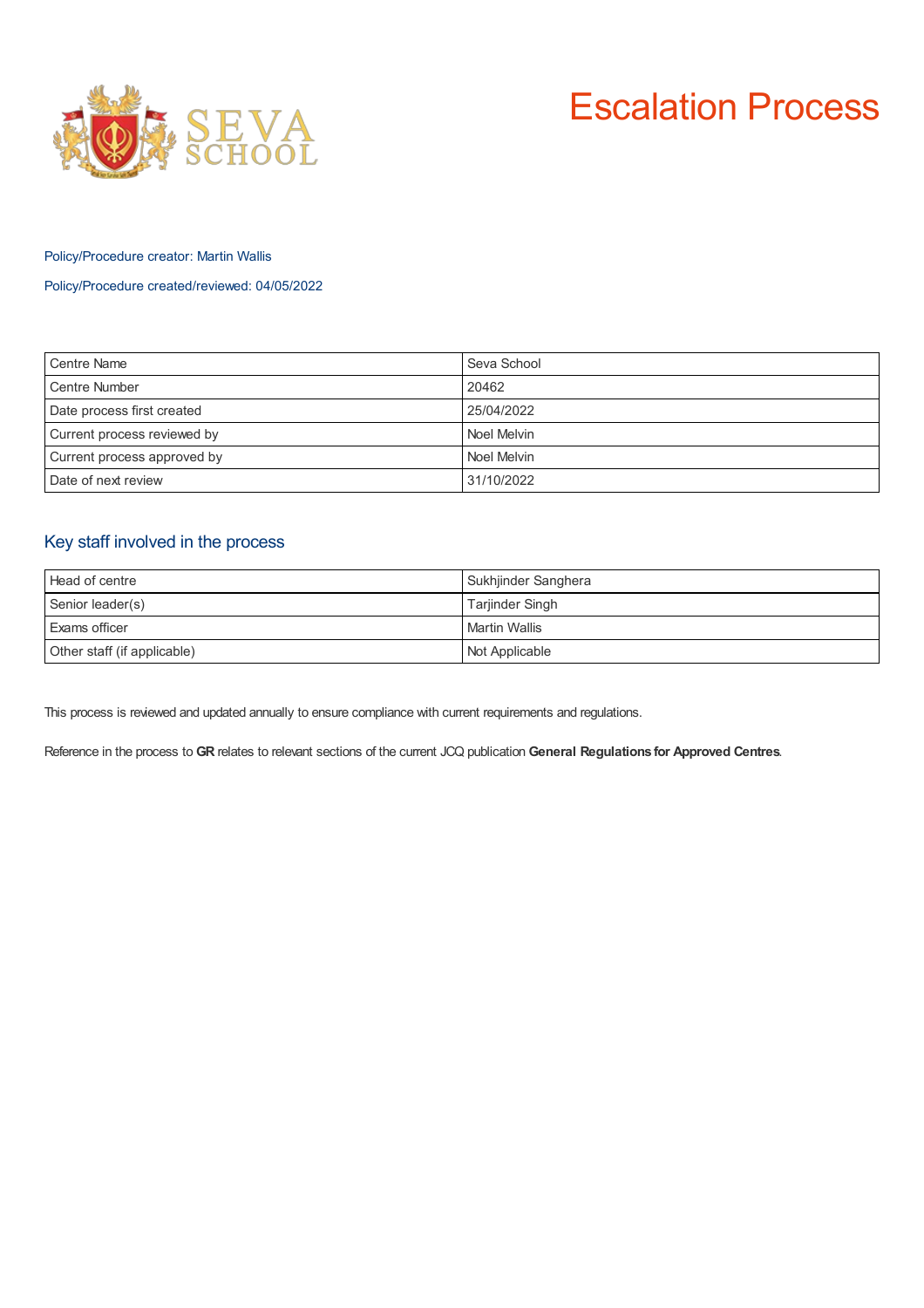# Escalation Process

Policy/Procedure creator: Martin Wallis

Policy/Procedure created/reviewed: 04/05/2022

| Centre Name | Seva School |
|---|---|
| Centre Number | 20462 |
| Date process first created | 25/04/2022 |
| Current process reviewed by | Noel Melvin |
| Current process approved by | Noel Melvin |
| Date of next review | 31/10/2022 |

## Key staff involved in the process

| Head of centre | Sukhjinder Sanghera |
|---|---|
| Senior leader(s) | Tarjinder Singh |
| Exams officer | Martin Wallis |
| Other staff (if applicable) | Not Applicable |

This process is reviewed and updated annually to ensure compliance with current requirements and regulations.

Reference in the process to **GR** relates to relevant sections of the current JCQ publication **General Regulations for Approved Centres**.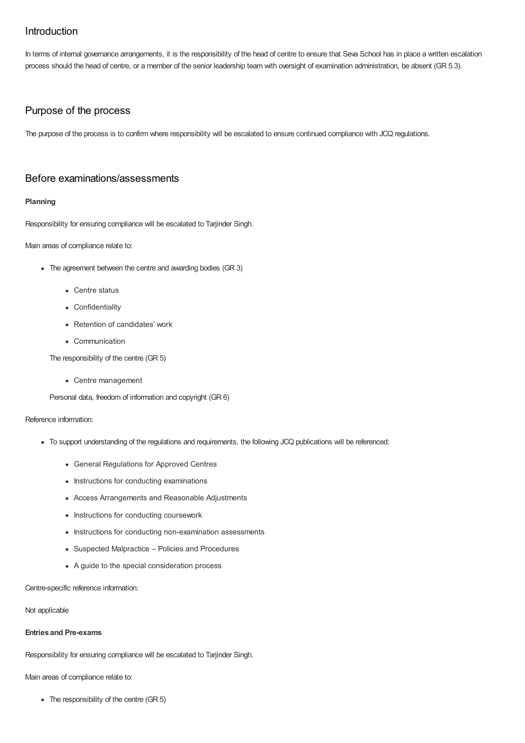## Introduction

In terms of internal governance arrangements, it is the responsibility of the head of centre to ensure that Seva School has in place a written escalation process should the head of centre, or a member of the senior leadership team with oversight of examination administration, be absent (GR 5.3).

## Purpose of the process

The purpose of the process is to confirm where responsibility will be escalated to ensure continued compliance with JCQ regulations.

## Before examinations/assessments

**Planning**

Responsibility for ensuring compliance will be escalated to Tarjinder Singh.

Main areas of compliance relate to:

- The agreement between the centre and awarding bodies (GR 3)
    - Centre status
    - Confidentiality
    - Retention of candidates' work
    - Communication

  The responsibility of the centre (GR 5)

    - Centre management

  Personal data, freedom of information and copyright (GR 6)

Reference information:

- To support understanding of the regulations and requirements, the following JCQ publications will be referenced:
    - General Regulations for Approved Centres
    - Instructions for conducting examinations
    - Access Arrangements and Reasonable Adjustments
    - Instructions for conducting coursework
    - Instructions for conducting non-examination assessments
    - Suspected Malpractice – Policies and Procedures
    - A guide to the special consideration process

Centre-specific reference information:

Not applicable

**Entries and Pre-exams**

Responsibility for ensuring compliance will be escalated to Tarjinder Singh.

Main areas of compliance relate to:

- The responsibility of the centre (GR 5)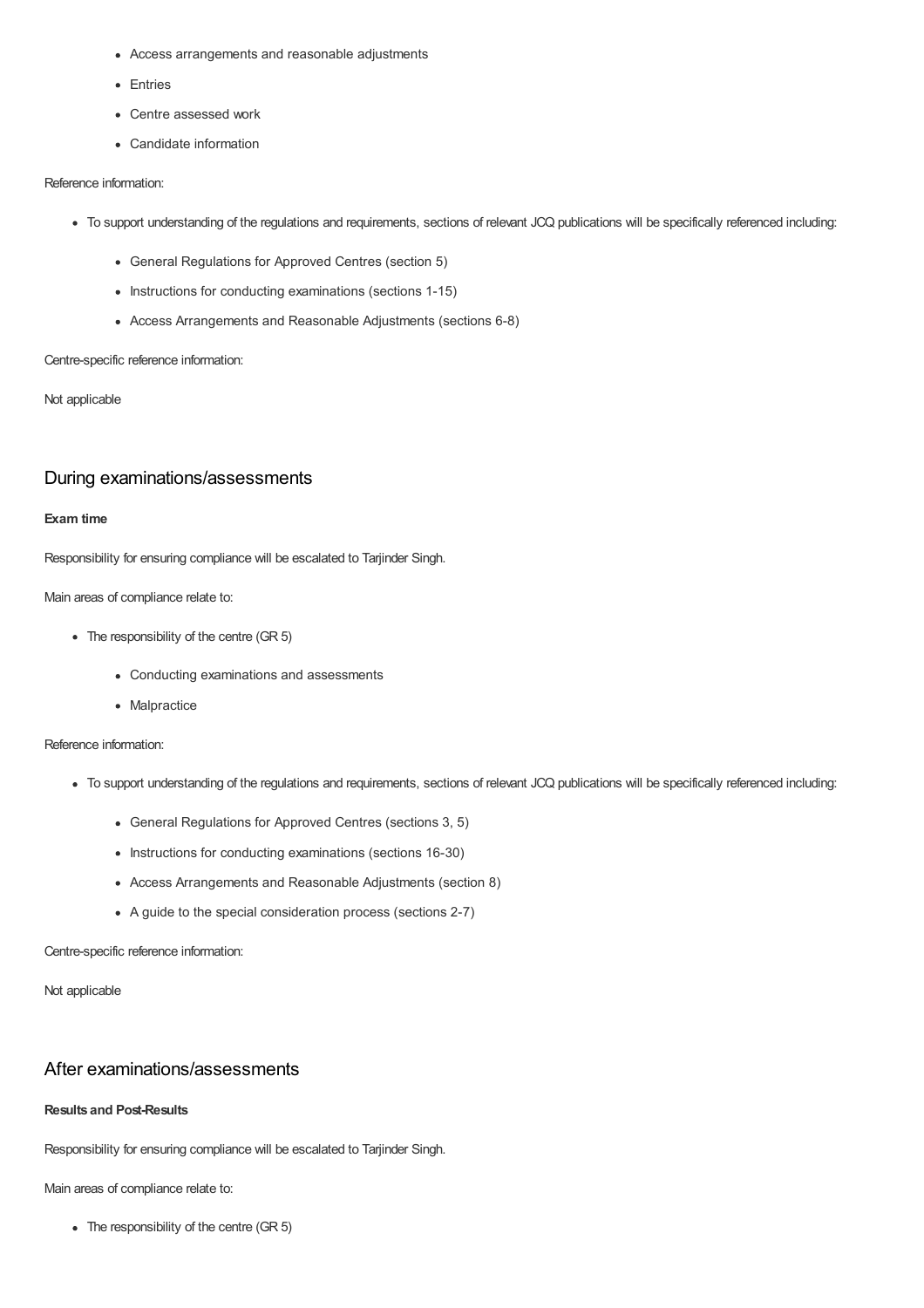- Access arrangements and reasonable adjustments
  - Entries
  - Centre assessed work
  - Candidate information

Reference information:

- To support understanding of the regulations and requirements, sections of relevant JCQ publications will be specifically referenced including:
  - General Regulations for Approved Centres (section 5)
  - Instructions for conducting examinations (sections 1-15)
  - Access Arrangements and Reasonable Adjustments (sections 6-8)

Centre-specific reference information:

Not applicable

## During examinations/assessments

**Exam time**

Responsibility for ensuring compliance will be escalated to Tarjinder Singh.

Main areas of compliance relate to:

- The responsibility of the centre (GR 5)
  - Conducting examinations and assessments
  - Malpractice

Reference information:

- To support understanding of the regulations and requirements, sections of relevant JCQ publications will be specifically referenced including:
  - General Regulations for Approved Centres (sections 3, 5)
  - Instructions for conducting examinations (sections 16-30)
  - Access Arrangements and Reasonable Adjustments (section 8)
  - A guide to the special consideration process (sections 2-7)

Centre-specific reference information:

Not applicable

## After examinations/assessments

**Results and Post-Results**

Responsibility for ensuring compliance will be escalated to Tarjinder Singh.

Main areas of compliance relate to:

- The responsibility of the centre (GR 5)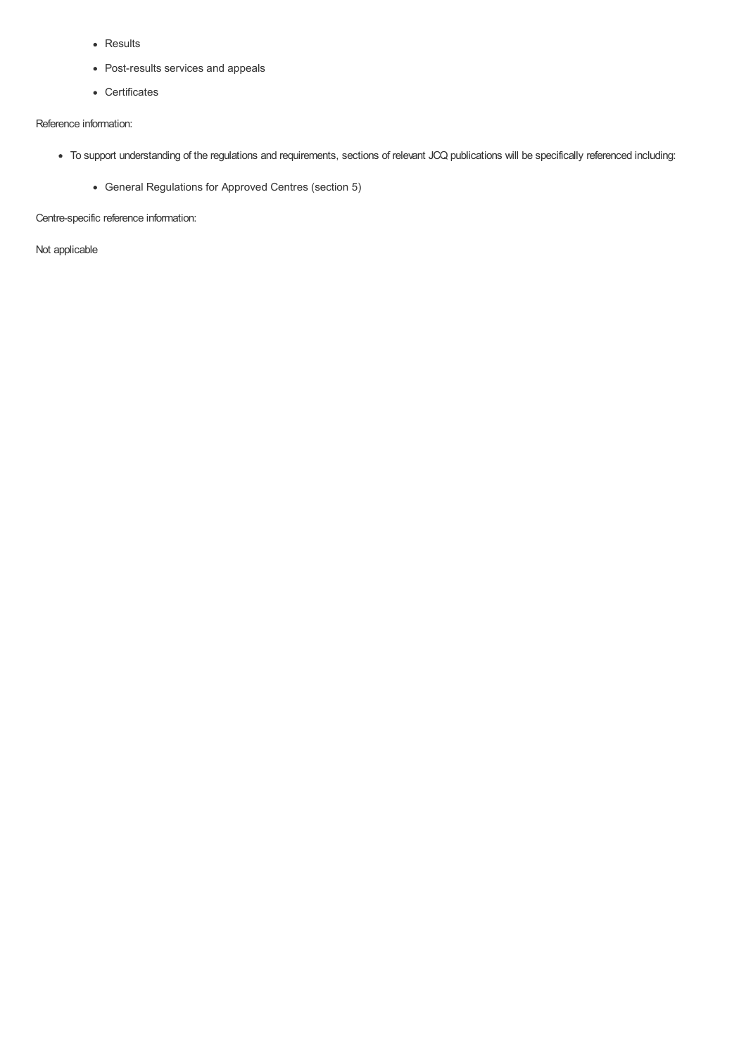- Results
- Post-results services and appeals
- Certificates

Reference information:

- To support understanding of the regulations and requirements, sections of relevant JCQ publications will be specifically referenced including:
    - General Regulations for Approved Centres (section 5)

Centre-specific reference information:

Not applicable